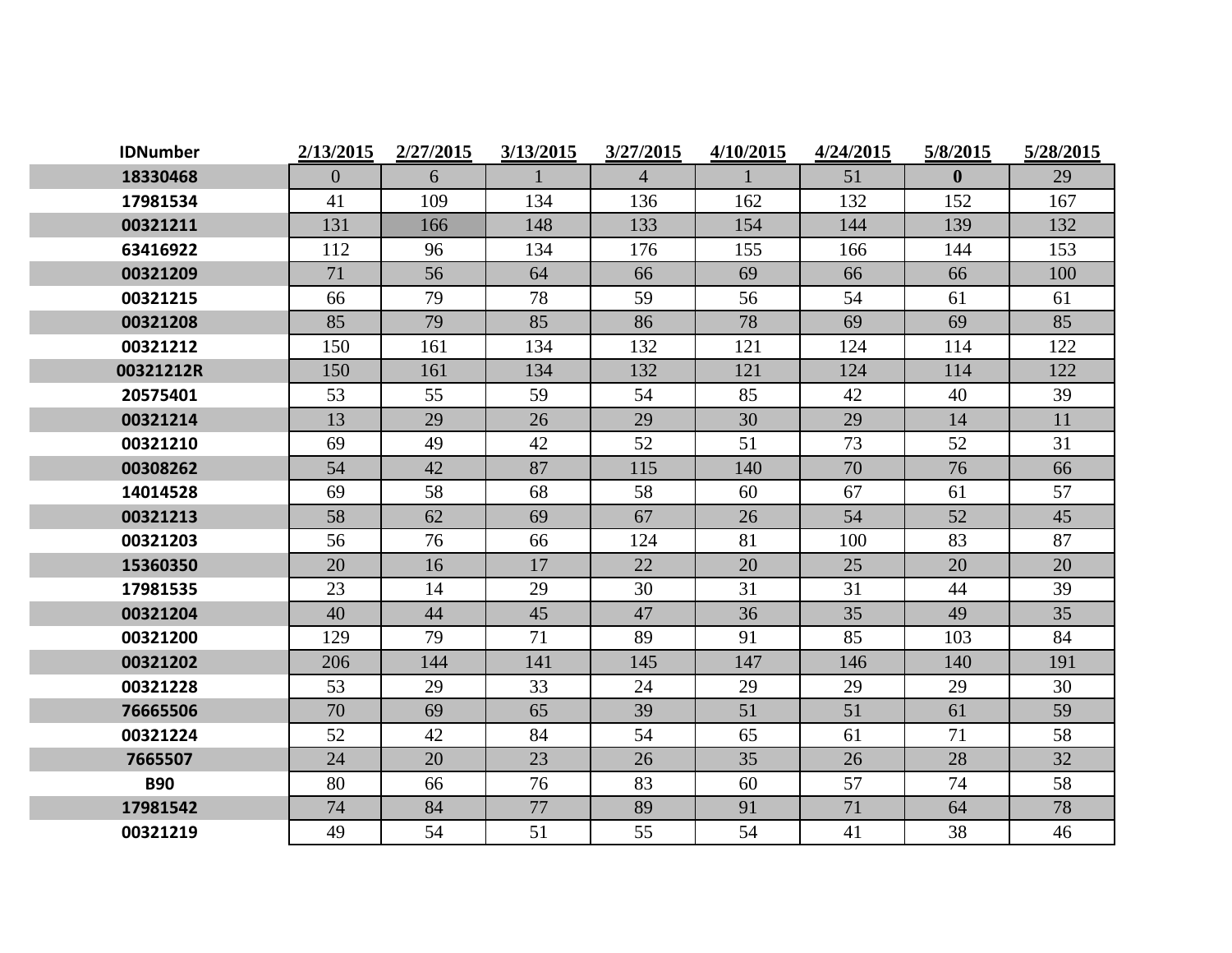| IDNumber | 2/13/2015 | 2/27/2015 | 3/13/2015 | 3/27/2015 | 4/10/2015 | 4/24/2015 | 5/8/2015 | 5/28/2015 |
|---|---|---|---|---|---|---|---|---|
| 18330468 | 0 | 6 | 1 | 4 | 1 | 51 | 0 | 29 |
| 17981534 | 41 | 109 | 134 | 136 | 162 | 132 | 152 | 167 |
| 00321211 | 131 | 166 | 148 | 133 | 154 | 144 | 139 | 132 |
| 63416922 | 112 | 96 | 134 | 176 | 155 | 166 | 144 | 153 |
| 00321209 | 71 | 56 | 64 | 66 | 69 | 66 | 66 | 100 |
| 00321215 | 66 | 79 | 78 | 59 | 56 | 54 | 61 | 61 |
| 00321208 | 85 | 79 | 85 | 86 | 78 | 69 | 69 | 85 |
| 00321212 | 150 | 161 | 134 | 132 | 121 | 124 | 114 | 122 |
| 00321212R | 150 | 161 | 134 | 132 | 121 | 124 | 114 | 122 |
| 20575401 | 53 | 55 | 59 | 54 | 85 | 42 | 40 | 39 |
| 00321214 | 13 | 29 | 26 | 29 | 30 | 29 | 14 | 11 |
| 00321210 | 69 | 49 | 42 | 52 | 51 | 73 | 52 | 31 |
| 00308262 | 54 | 42 | 87 | 115 | 140 | 70 | 76 | 66 |
| 14014528 | 69 | 58 | 68 | 58 | 60 | 67 | 61 | 57 |
| 00321213 | 58 | 62 | 69 | 67 | 26 | 54 | 52 | 45 |
| 00321203 | 56 | 76 | 66 | 124 | 81 | 100 | 83 | 87 |
| 15360350 | 20 | 16 | 17 | 22 | 20 | 25 | 20 | 20 |
| 17981535 | 23 | 14 | 29 | 30 | 31 | 31 | 44 | 39 |
| 00321204 | 40 | 44 | 45 | 47 | 36 | 35 | 49 | 35 |
| 00321200 | 129 | 79 | 71 | 89 | 91 | 85 | 103 | 84 |
| 00321202 | 206 | 144 | 141 | 145 | 147 | 146 | 140 | 191 |
| 00321228 | 53 | 29 | 33 | 24 | 29 | 29 | 29 | 30 |
| 76665506 | 70 | 69 | 65 | 39 | 51 | 51 | 61 | 59 |
| 00321224 | 52 | 42 | 84 | 54 | 65 | 61 | 71 | 58 |
| 7665507 | 24 | 20 | 23 | 26 | 35 | 26 | 28 | 32 |
| B90 | 80 | 66 | 76 | 83 | 60 | 57 | 74 | 58 |
| 17981542 | 74 | 84 | 77 | 89 | 91 | 71 | 64 | 78 |
| 00321219 | 49 | 54 | 51 | 55 | 54 | 41 | 38 | 46 |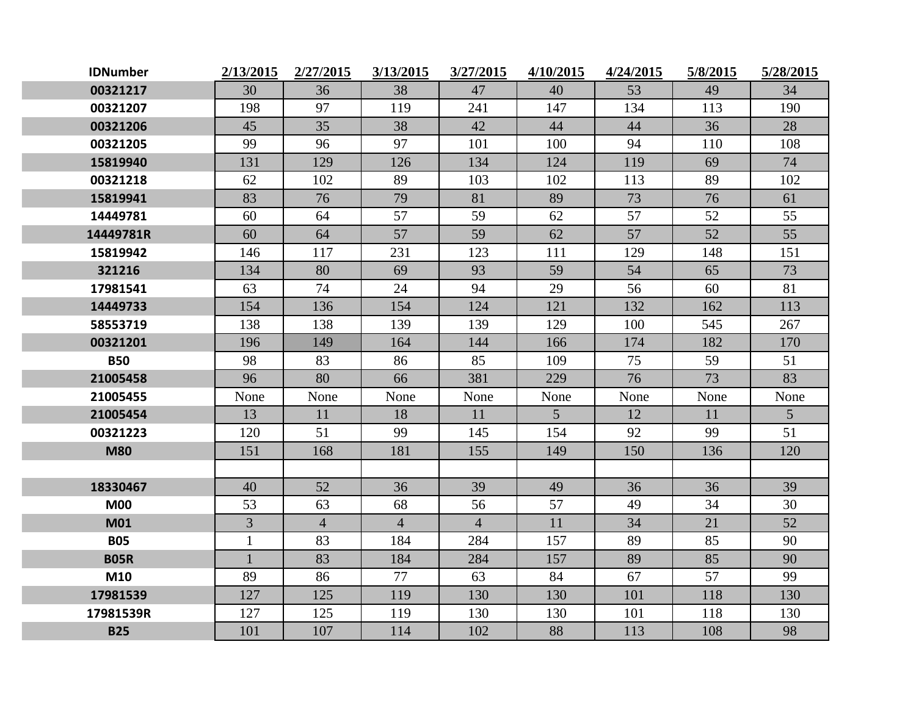| IDNumber | 2/13/2015 | 2/27/2015 | 3/13/2015 | 3/27/2015 | 4/10/2015 | 4/24/2015 | 5/8/2015 | 5/28/2015 |
|---|---|---|---|---|---|---|---|---|
| 00321217 | 30 | 36 | 38 | 47 | 40 | 53 | 49 | 34 |
| 00321207 | 198 | 97 | 119 | 241 | 147 | 134 | 113 | 190 |
| 00321206 | 45 | 35 | 38 | 42 | 44 | 44 | 36 | 28 |
| 00321205 | 99 | 96 | 97 | 101 | 100 | 94 | 110 | 108 |
| 15819940 | 131 | 129 | 126 | 134 | 124 | 119 | 69 | 74 |
| 00321218 | 62 | 102 | 89 | 103 | 102 | 113 | 89 | 102 |
| 15819941 | 83 | 76 | 79 | 81 | 89 | 73 | 76 | 61 |
| 14449781 | 60 | 64 | 57 | 59 | 62 | 57 | 52 | 55 |
| 14449781R | 60 | 64 | 57 | 59 | 62 | 57 | 52 | 55 |
| 15819942 | 146 | 117 | 231 | 123 | 111 | 129 | 148 | 151 |
| 321216 | 134 | 80 | 69 | 93 | 59 | 54 | 65 | 73 |
| 17981541 | 63 | 74 | 24 | 94 | 29 | 56 | 60 | 81 |
| 14449733 | 154 | 136 | 154 | 124 | 121 | 132 | 162 | 113 |
| 58553719 | 138 | 138 | 139 | 139 | 129 | 100 | 545 | 267 |
| 00321201 | 196 | 149 | 164 | 144 | 166 | 174 | 182 | 170 |
| B50 | 98 | 83 | 86 | 85 | 109 | 75 | 59 | 51 |
| 21005458 | 96 | 80 | 66 | 381 | 229 | 76 | 73 | 83 |
| 21005455 | None | None | None | None | None | None | None | None |
| 21005454 | 13 | 11 | 18 | 11 | 5 | 12 | 11 | 5 |
| 00321223 | 120 | 51 | 99 | 145 | 154 | 92 | 99 | 51 |
| M80 | 151 | 168 | 181 | 155 | 149 | 150 | 136 | 120 |
| | | | | | | | | |
| 18330467 | 40 | 52 | 36 | 39 | 49 | 36 | 36 | 39 |
| M00 | 53 | 63 | 68 | 56 | 57 | 49 | 34 | 30 |
| M01 | 3 | 4 | 4 | 4 | 11 | 34 | 21 | 52 |
| B05 | 1 | 83 | 184 | 284 | 157 | 89 | 85 | 90 |
| B05R | 1 | 83 | 184 | 284 | 157 | 89 | 85 | 90 |
| M10 | 89 | 86 | 77 | 63 | 84 | 67 | 57 | 99 |
| 17981539 | 127 | 125 | 119 | 130 | 130 | 101 | 118 | 130 |
| 17981539R | 127 | 125 | 119 | 130 | 130 | 101 | 118 | 130 |
| B25 | 101 | 107 | 114 | 102 | 88 | 113 | 108 | 98 |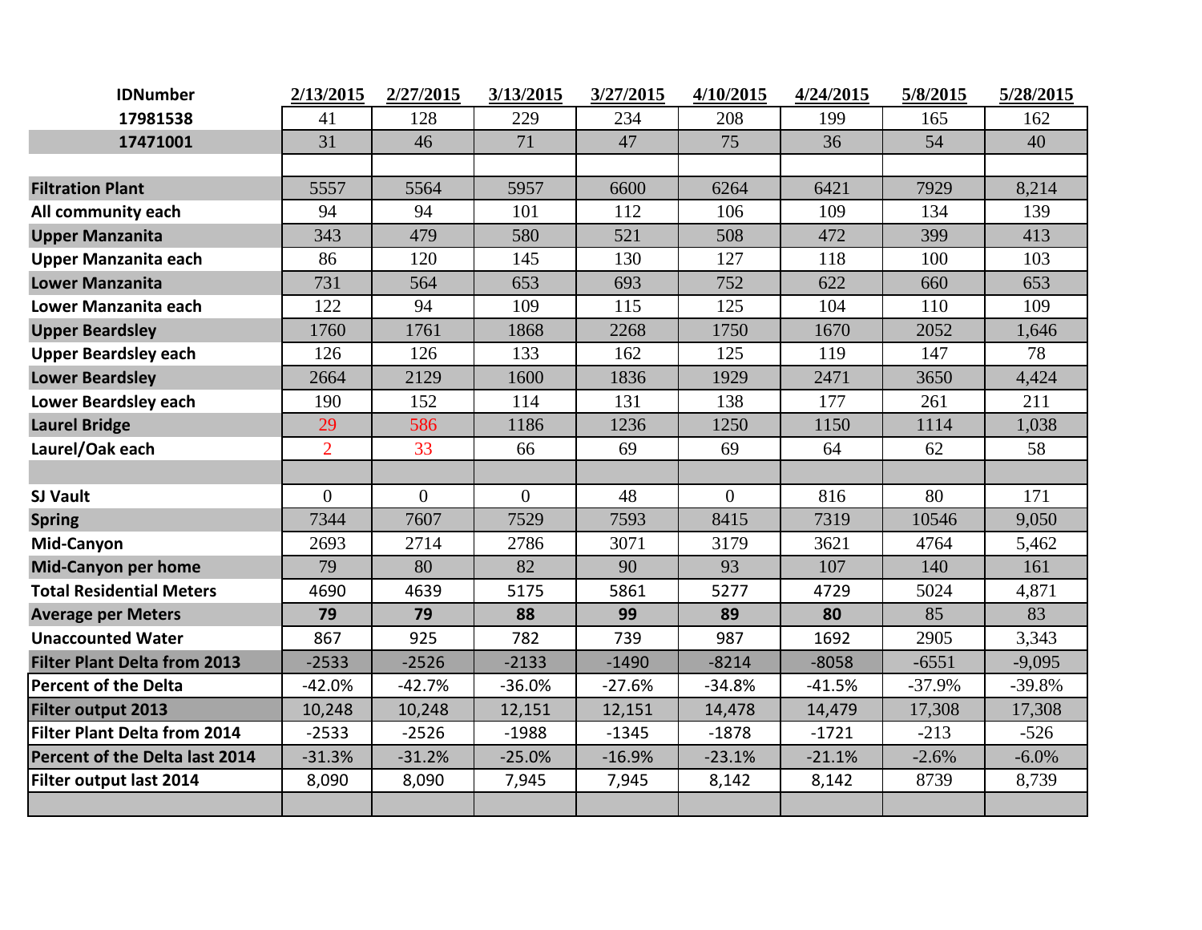| IDNumber | 2/13/2015 | 2/27/2015 | 3/13/2015 | 3/27/2015 | 4/10/2015 | 4/24/2015 | 5/8/2015 | 5/28/2015 |
|---|---|---|---|---|---|---|---|---|
| **17981538** | 41 | 128 | 229 | 234 | 208 | 199 | 165 | 162 |
| **17471001** | 31 | 46 | 71 | 47 | 75 | 36 | 54 | 40 |
| | | | | | | | | |
| **Filtration Plant** | 5557 | 5564 | 5957 | 6600 | 6264 | 6421 | 7929 | 8,214 |
| **All community each** | 94 | 94 | 101 | 112 | 106 | 109 | 134 | 139 |
| **Upper Manzanita** | 343 | 479 | 580 | 521 | 508 | 472 | 399 | 413 |
| **Upper Manzanita each** | 86 | 120 | 145 | 130 | 127 | 118 | 100 | 103 |
| **Lower Manzanita** | 731 | 564 | 653 | 693 | 752 | 622 | 660 | 653 |
| **Lower Manzanita each** | 122 | 94 | 109 | 115 | 125 | 104 | 110 | 109 |
| **Upper Beardsley** | 1760 | 1761 | 1868 | 2268 | 1750 | 1670 | 2052 | 1,646 |
| **Upper Beardsley each** | 126 | 126 | 133 | 162 | 125 | 119 | 147 | 78 |
| **Lower Beardsley** | 2664 | 2129 | 1600 | 1836 | 1929 | 2471 | 3650 | 4,424 |
| **Lower Beardsley each** | 190 | 152 | 114 | 131 | 138 | 177 | 261 | 211 |
| **Laurel Bridge** | 29 | 586 | 1186 | 1236 | 1250 | 1150 | 1114 | 1,038 |
| **Laurel/Oak each** | 2 | 33 | 66 | 69 | 69 | 64 | 62 | 58 |
| | | | | | | | | |
| **SJ Vault** | 0 | 0 | 0 | 48 | 0 | 816 | 80 | 171 |
| **Spring** | 7344 | 7607 | 7529 | 7593 | 8415 | 7319 | 10546 | 9,050 |
| **Mid-Canyon** | 2693 | 2714 | 2786 | 3071 | 3179 | 3621 | 4764 | 5,462 |
| **Mid-Canyon per home** | 79 | 80 | 82 | 90 | 93 | 107 | 140 | 161 |
| **Total Residential Meters** | 4690 | 4639 | 5175 | 5861 | 5277 | 4729 | 5024 | 4,871 |
| **Average per Meters** | **79** | **79** | **88** | **99** | **89** | **80** | 85 | 83 |
| **Unaccounted Water** | 867 | 925 | 782 | 739 | 987 | 1692 | 2905 | 3,343 |
| **Filter Plant Delta from 2013** | -2533 | -2526 | -2133 | -1490 | -8214 | -8058 | -6551 | -9,095 |
| **Percent of the Delta** | -42.0% | -42.7% | -36.0% | -27.6% | -34.8% | -41.5% | -37.9% | -39.8% |
| **Filter output 2013** | 10,248 | 10,248 | 12,151 | 12,151 | 14,478 | 14,479 | 17,308 | 17,308 |
| **Filter Plant Delta from 2014** | -2533 | -2526 | -1988 | -1345 | -1878 | -1721 | -213 | -526 |
| **Percent of the Delta last 2014** | -31.3% | -31.2% | -25.0% | -16.9% | -23.1% | -21.1% | -2.6% | -6.0% |
| **Filter output last 2014** | 8,090 | 8,090 | 7,945 | 7,945 | 8,142 | 8,142 | 8739 | 8,739 |
| | | | | | | | | |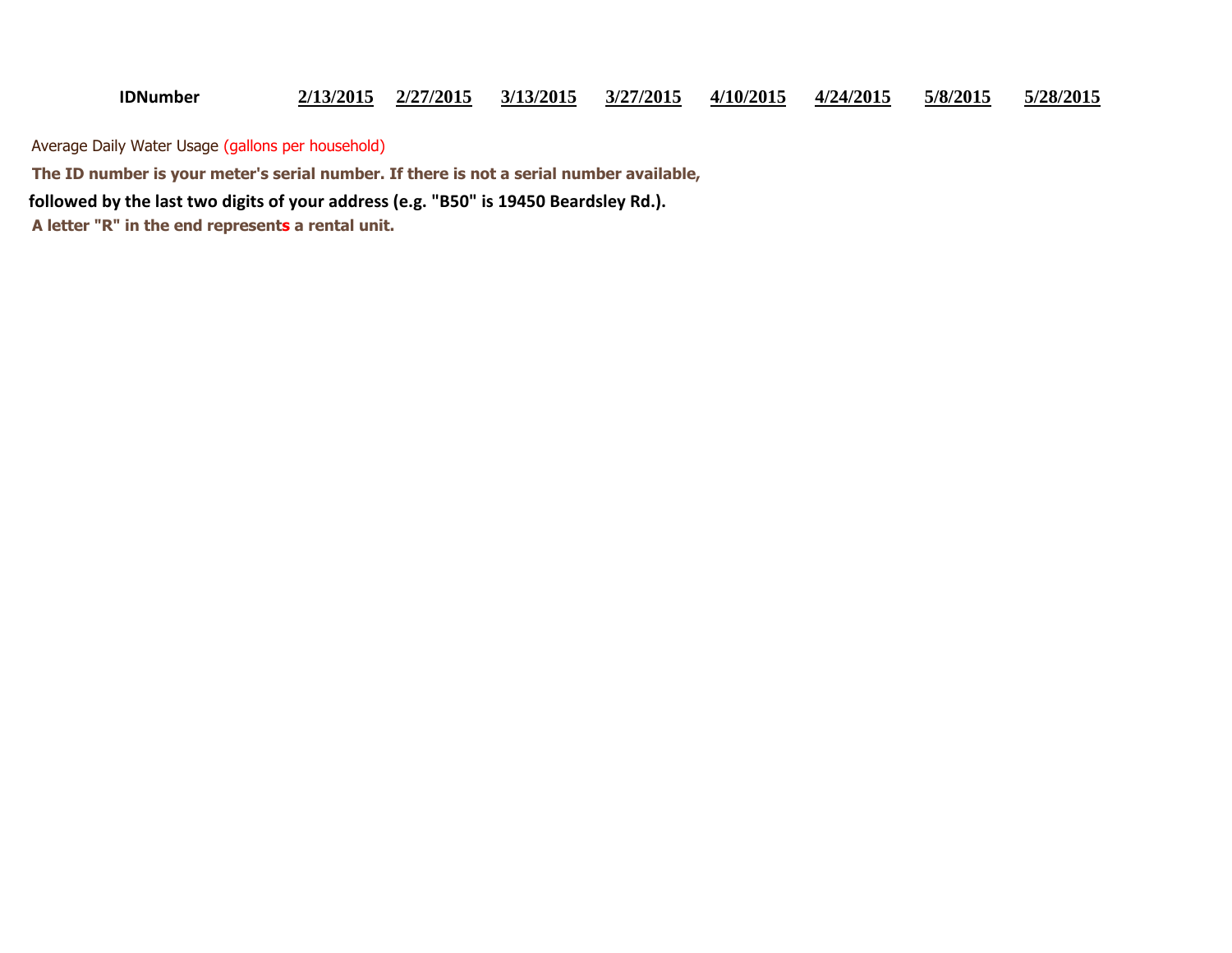| IDNumber | 2/13/2015 | 2/27/2015 | 3/13/2015 | 3/27/2015 | 4/10/2015 | 4/24/2015 | 5/8/2015 | 5/28/2015 |
|---|---|---|---|---|---|---|---|---|

Average Daily Water Usage (gallons per household)

**The ID number is your meter's serial number. If there is not a serial number available,**

**followed by the last two digits of your address (e.g. "B50" is 19450 Beardsley Rd.).**

**A letter "R" in the end represents a rental unit.**